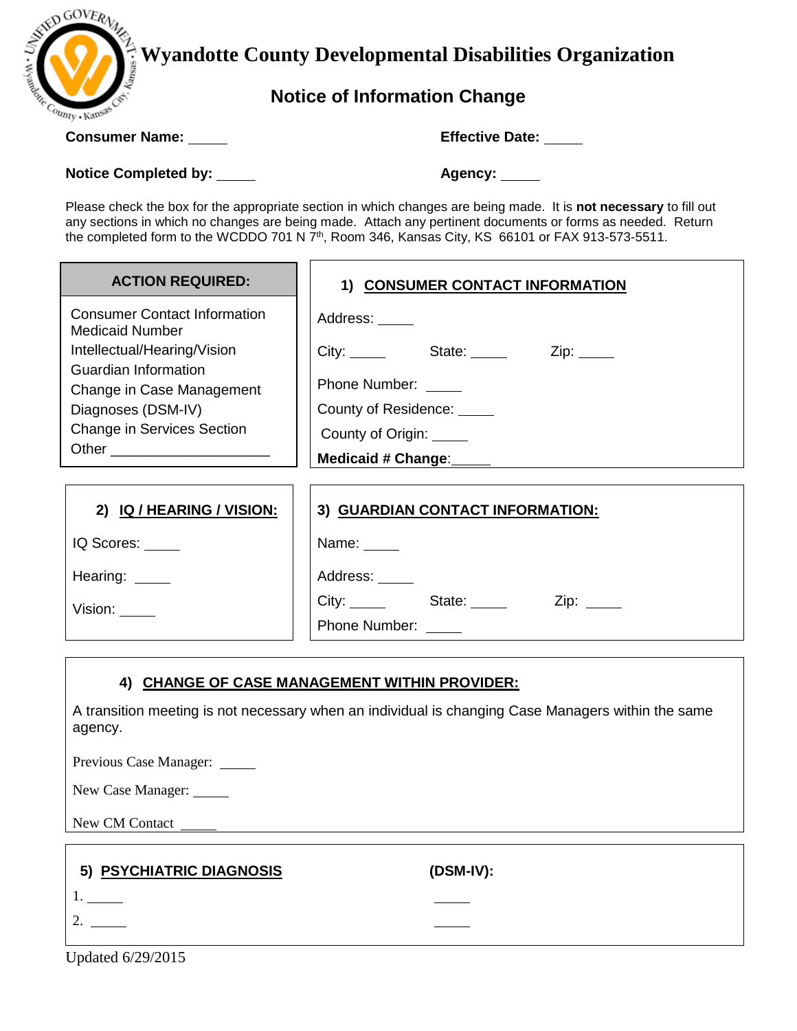# Wyandotte County Developmental Disabilities Organization

## Notice of Information Change

**Consumer Name:** _____ **Effective Date:** _____

**Notice Completed by:** _____ **Agency:** _____

Please check the box for the appropriate section in which changes are being made. It is **not necessary** to fill out any sections in which no changes are being made. Attach any pertinent documents or forms as needed. Return the completed form to the WCDDO 701 N 7th, Room 346, Kansas City, KS 66101 or FAX 913-573-5511.

**ACTION REQUIRED:**

- Consumer Contact Information
- Medicaid Number
- Intellectual/Hearing/Vision
- Guardian Information
- Change in Case Management
- Diagnoses (DSM-IV)
- Change in Services Section
- Other ____________________

### 1) CONSUMER CONTACT INFORMATION

Address: _____

City: _____ State: _____ Zip: _____

Phone Number: _____

County of Residence: _____

County of Origin: _____

**Medicaid # Change**:_____

### 2) IQ / HEARING / VISION:

IQ Scores: _____

Hearing: _____

Vision: _____

### 3) GUARDIAN CONTACT INFORMATION:

Name: _____

Address: _____

City: _____ State: _____ Zip: _____

Phone Number: _____

### 4) CHANGE OF CASE MANAGEMENT WITHIN PROVIDER:

A transition meeting is not necessary when an individual is changing Case Managers within the same agency.

Previous Case Manager: _____

New Case Manager: _____

New CM Contact _____

### 5) PSYCHIATRIC DIAGNOSIS (DSM-IV):

1. _____ _____
2. _____ _____

Updated 6/29/2015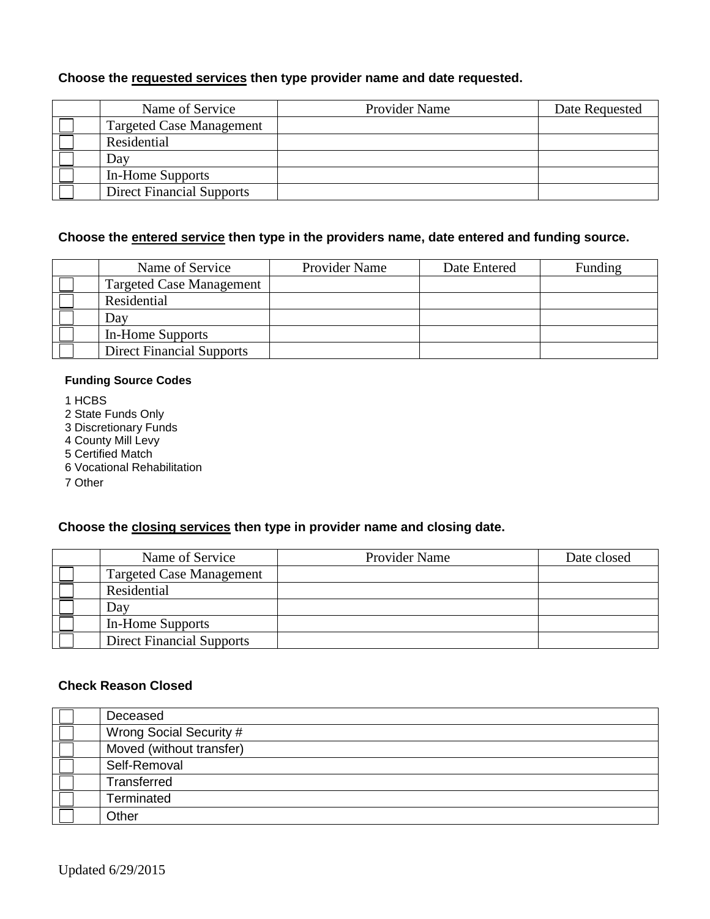**Choose the <u>requested services</u> then type provider name and date requested.**

| | Name of Service | Provider Name | Date Requested |
|---|---|---|---|
| ☐ | Targeted Case Management | | |
| ☐ | Residential | | |
| ☐ | Day | | |
| ☐ | In-Home Supports | | |
| ☐ | Direct Financial Supports | | |

**Choose the <u>entered service</u> then type in the providers name, date entered and funding source.**

| | Name of Service | Provider Name | Date Entered | Funding |
|---|---|---|---|---|
| ☐ | Targeted Case Management | | | |
| ☐ | Residential | | | |
| ☐ | Day | | | |
| ☐ | In-Home Supports | | | |
| ☐ | Direct Financial Supports | | | |

**Funding Source Codes**

1 HCBS
2 State Funds Only
3 Discretionary Funds
4 County Mill Levy
5 Certified Match
6 Vocational Rehabilitation
7 Other

**Choose the <u>closing services</u> then type in provider name and closing date.**

| | Name of Service | Provider Name | Date closed |
|---|---|---|---|
| ☐ | Targeted Case Management | | |
| ☐ | Residential | | |
| ☐ | Day | | |
| ☐ | In-Home Supports | | |
| ☐ | Direct Financial Supports | | |

**Check Reason Closed**

| | |
|---|---|
| ☐ | Deceased |
| ☐ | Wrong Social Security # |
| ☐ | Moved (without transfer) |
| ☐ | Self-Removal |
| ☐ | Transferred |
| ☐ | Terminated |
| ☐ | Other |

Updated 6/29/2015